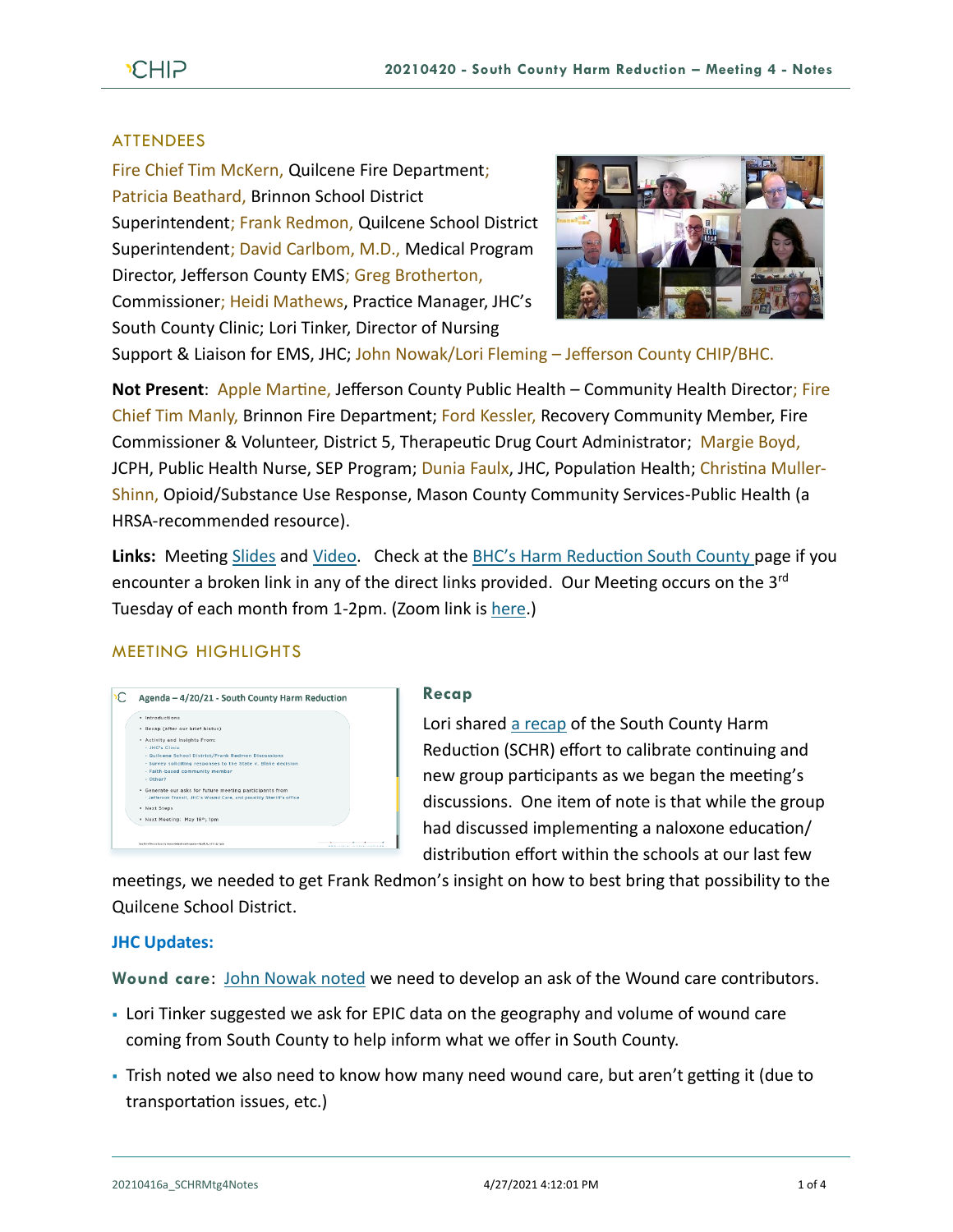## ATTENDEES

Fire Chief Tim McKern, Quilcene Fire Department; Patricia Beathard, Brinnon School District Superintendent; Frank Redmon, Quilcene School District Superintendent; David Carlbom, M.D., Medical Program Director, Jefferson County EMS; Greg Brotherton, Commissioner; Heidi Mathews, Practice Manager, JHC's South County Clinic; Lori Tinker, Director of Nursing Support & Liaison for EMS, JHC; John Nowak/Lori Fleming – Jefferson County CHIP/BHC.

**Not Present**: Apple Martine, Jefferson County Public Health – Community Health Director; Fire Chief Tim Manly, Brinnon Fire Department; Ford Kessler, Recovery Community Member, Fire Commissioner & Volunteer, District 5, Therapeutic Drug Court Administrator; Margie Boyd, JCPH, Public Health Nurse, SEP Program; Dunia Faulx, JHC, Population Health; Christina Muller-Shinn, Opioid/Substance Use Response, Mason County Community Services-Public Health (a HRSA-recommended resource).

**Links:** Meeting Slides and Video. Check at the BHC's Harm Reduction South County page if you encounter a broken link in any of the direct links provided. Our Meeting occurs on the 3rd Tuesday of each month from 1-2pm. (Zoom link is here.)

## MEETING HIGHLIGHTS

### Recap

Lori shared a recap of the South County Harm Reduction (SCHR) effort to calibrate continuing and new group participants as we began the meeting's discussions. One item of note is that while the group had discussed implementing a naloxone education/ distribution effort within the schools at our last few meetings, we needed to get Frank Redmon's insight on how to best bring that possibility to the Quilcene School District.

### JHC Updates:

**Wound care**: John Nowak noted we need to develop an ask of the Wound care contributors.

- Lori Tinker suggested we ask for EPIC data on the geography and volume of wound care coming from South County to help inform what we offer in South County.
- Trish noted we also need to know how many need wound care, but aren't getting it (due to transportation issues, etc.)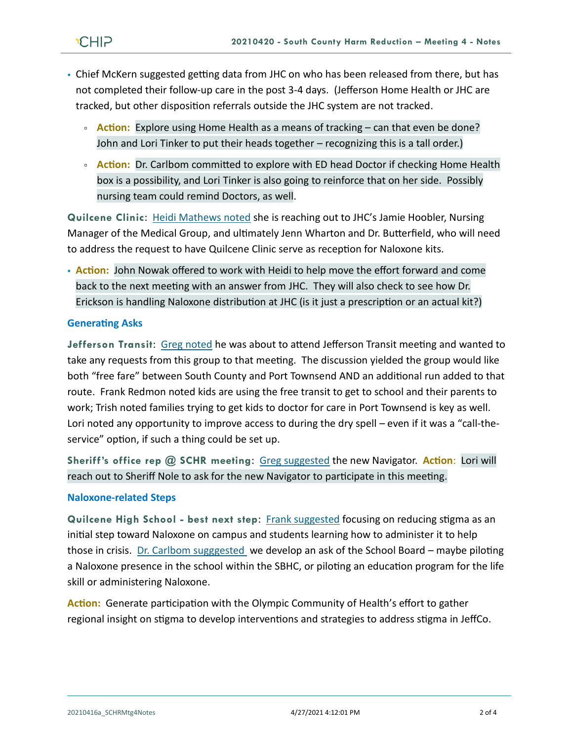- Chief McKern suggested getting data from JHC on who has been released from there, but has not completed their follow-up care in the post 3-4 days. (Jefferson Home Health or JHC are tracked, but other disposition referrals outside the JHC system are not tracked.
  - **Action:** Explore using Home Health as a means of tracking – can that even be done? John and Lori Tinker to put their heads together – recognizing this is a tall order.)
  - **Action:** Dr. Carlbom committed to explore with ED head Doctor if checking Home Health box is a possibility, and Lori Tinker is also going to reinforce that on her side. Possibly nursing team could remind Doctors, as well.

**Quilcene Clinic**: Heidi Mathews noted she is reaching out to JHC's Jamie Hoobler, Nursing Manager of the Medical Group, and ultimately Jenn Wharton and Dr. Butterfield, who will need to address the request to have Quilcene Clinic serve as reception for Naloxone kits.

- **Action:** John Nowak offered to work with Heidi to help move the effort forward and come back to the next meeting with an answer from JHC. They will also check to see how Dr. Erickson is handling Naloxone distribution at JHC (is it just a prescription or an actual kit?)

### Generating Asks

**Jefferson Transit**: Greg noted he was about to attend Jefferson Transit meeting and wanted to take any requests from this group to that meeting. The discussion yielded the group would like both "free fare" between South County and Port Townsend AND an additional run added to that route. Frank Redmon noted kids are using the free transit to get to school and their parents to work; Trish noted families trying to get kids to doctor for care in Port Townsend is key as well. Lori noted any opportunity to improve access to during the dry spell – even if it was a "call-the-service" option, if such a thing could be set up.

**Sheriff's office rep @ SCHR meeting**: Greg suggested the new Navigator. **Action**: Lori will reach out to Sheriff Nole to ask for the new Navigator to participate in this meeting.

### Naloxone-related Steps

**Quilcene High School - best next step**: Frank suggested focusing on reducing stigma as an initial step toward Naloxone on campus and students learning how to administer it to help those in crisis. Dr. Carlbom sugggested we develop an ask of the School Board – maybe piloting a Naloxone presence in the school within the SBHC, or piloting an education program for the life skill or administering Naloxone.

**Action:** Generate participation with the Olympic Community of Health's effort to gather regional insight on stigma to develop interventions and strategies to address stigma in JeffCo.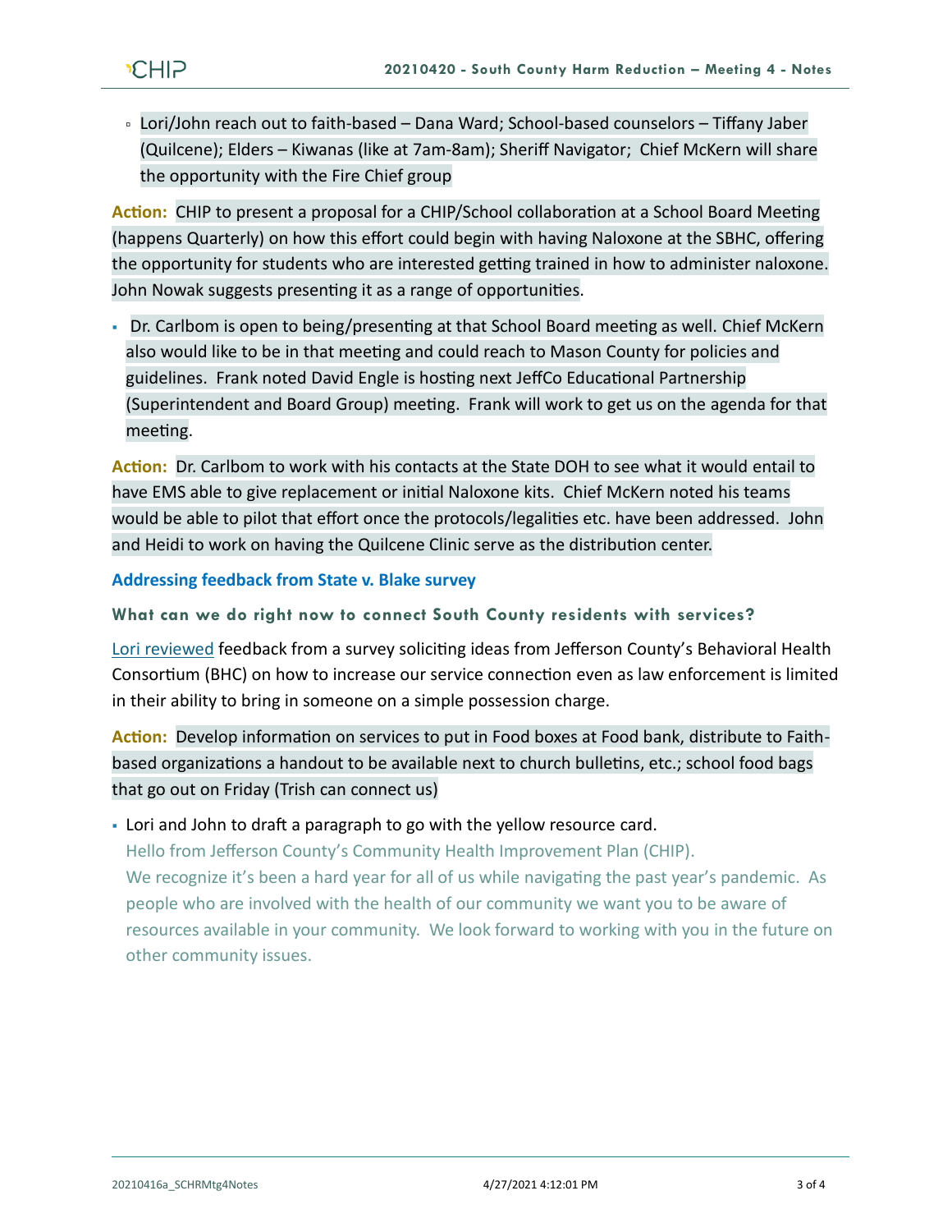- Lori/John reach out to faith-based – Dana Ward; School-based counselors – Tiffany Jaber (Quilcene); Elders – Kiwanas (like at 7am-8am); Sheriff Navigator; Chief McKern will share the opportunity with the Fire Chief group

**Action:** CHIP to present a proposal for a CHIP/School collaboration at a School Board Meeting (happens Quarterly) on how this effort could begin with having Naloxone at the SBHC, offering the opportunity for students who are interested getting trained in how to administer naloxone. John Nowak suggests presenting it as a range of opportunities.

- Dr. Carlbom is open to being/presenting at that School Board meeting as well. Chief McKern also would like to be in that meeting and could reach to Mason County for policies and guidelines. Frank noted David Engle is hosting next JeffCo Educational Partnership (Superintendent and Board Group) meeting. Frank will work to get us on the agenda for that meeting.

**Action:** Dr. Carlbom to work with his contacts at the State DOH to see what it would entail to have EMS able to give replacement or initial Naloxone kits. Chief McKern noted his teams would be able to pilot that effort once the protocols/legalities etc. have been addressed. John and Heidi to work on having the Quilcene Clinic serve as the distribution center.

### Addressing feedback from State v. Blake survey

#### What can we do right now to connect South County residents with services?

Lori reviewed feedback from a survey soliciting ideas from Jefferson County's Behavioral Health Consortium (BHC) on how to increase our service connection even as law enforcement is limited in their ability to bring in someone on a simple possession charge.

**Action:** Develop information on services to put in Food boxes at Food bank, distribute to Faith-based organizations a handout to be available next to church bulletins, etc.; school food bags that go out on Friday (Trish can connect us)

- Lori and John to draft a paragraph to go with the yellow resource card.
  Hello from Jefferson County's Community Health Improvement Plan (CHIP).
  We recognize it's been a hard year for all of us while navigating the past year's pandemic. As people who are involved with the health of our community we want you to be aware of resources available in your community. We look forward to working with you in the future on other community issues.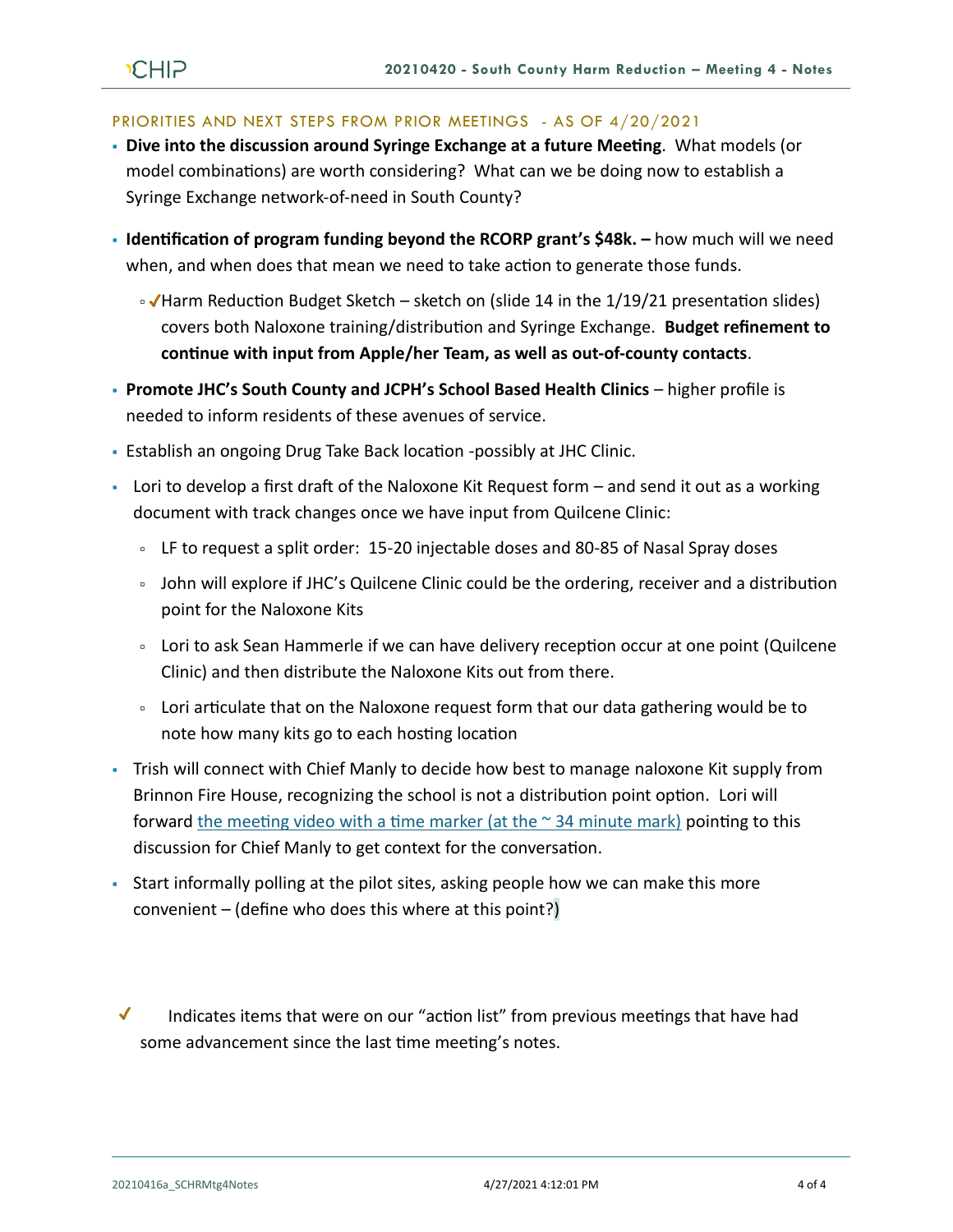## PRIORITIES AND NEXT STEPS FROM PRIOR MEETINGS - AS OF 4/20/2021

- **Dive into the discussion around Syringe Exchange at a future Meeting**. What models (or model combinations) are worth considering? What can we be doing now to establish a Syringe Exchange network-of-need in South County?
- **Identification of program funding beyond the RCORP grant's $48k. –** how much will we need when, and when does that mean we need to take action to generate those funds.
  - ✓Harm Reduction Budget Sketch – sketch on (slide 14 in the 1/19/21 presentation slides) covers both Naloxone training/distribution and Syringe Exchange. **Budget refinement to continue with input from Apple/her Team, as well as out-of-county contacts**.
- **Promote JHC's South County and JCPH's School Based Health Clinics** – higher profile is needed to inform residents of these avenues of service.
- Establish an ongoing Drug Take Back location -possibly at JHC Clinic.
- Lori to develop a first draft of the Naloxone Kit Request form – and send it out as a working document with track changes once we have input from Quilcene Clinic:
  - LF to request a split order: 15-20 injectable doses and 80-85 of Nasal Spray doses
  - John will explore if JHC's Quilcene Clinic could be the ordering, receiver and a distribution point for the Naloxone Kits
  - Lori to ask Sean Hammerle if we can have delivery reception occur at one point (Quilcene Clinic) and then distribute the Naloxone Kits out from there.
  - Lori articulate that on the Naloxone request form that our data gathering would be to note how many kits go to each hosting location
- Trish will connect with Chief Manly to decide how best to manage naloxone Kit supply from Brinnon Fire House, recognizing the school is not a distribution point option. Lori will forward the meeting video with a time marker (at the ~ 34 minute mark) pointing to this discussion for Chief Manly to get context for the conversation.
- Start informally polling at the pilot sites, asking people how we can make this more convenient – (define who does this where at this point?)

✓ Indicates items that were on our "action list" from previous meetings that have had some advancement since the last time meeting's notes.